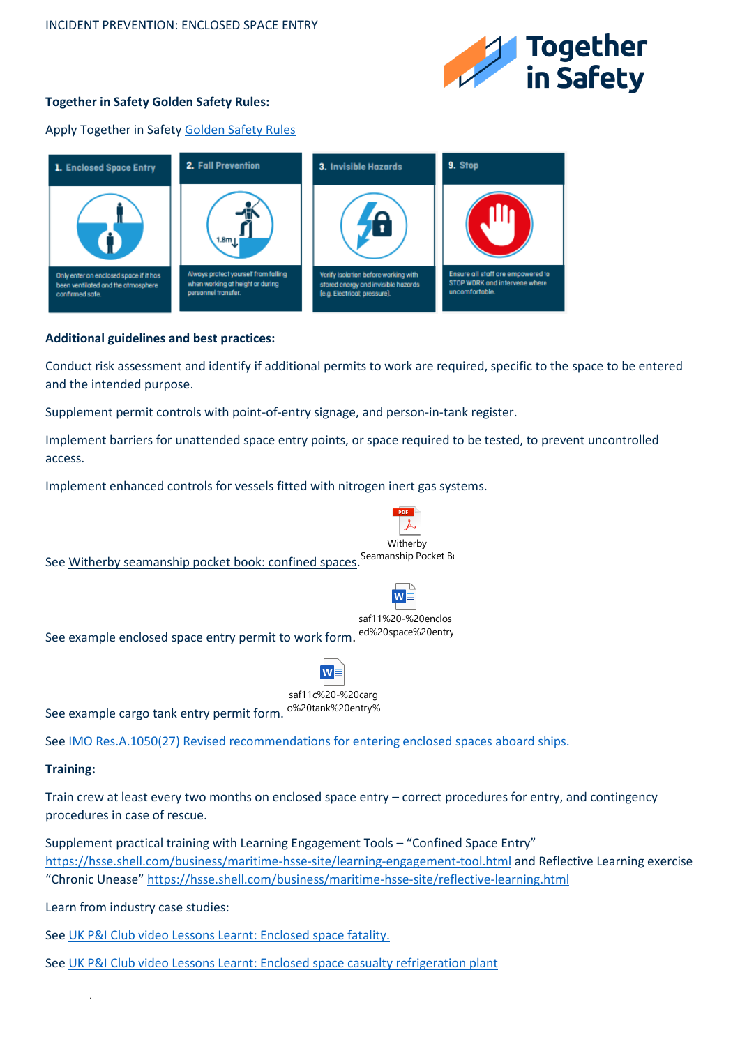INCIDENT PREVENTION: ENCLOSED SPACE ENTRY

**Together in Safety Golden Safety Rules:**

Apply Together in Safety Golden Safety Rules

| 1. Enclosed Space Entry | 2. Fall Prevention | 3. Invisible Hazards | 9. Stop |
| --- | --- | --- | --- |
| Only enter an enclosed space if it has been ventilated and the atmosphere confirmed safe. | Always protect yourself from falling when working at height or during personnel transfer. | Verify isolation before working with stored energy and invisible hazards (e.g. Electrical; pressure). | Ensure all staff are empowered to STOP WORK and intervene where uncomfortable. |

**Additional guidelines and best practices:**

Conduct risk assessment and identify if additional permits to work are required, specific to the space to be entered and the intended purpose.

Supplement permit controls with point-of-entry signage, and person-in-tank register.

Implement barriers for unattended space entry points, or space required to be tested, to prevent uncontrolled access.

Implement enhanced controls for vessels fitted with nitrogen inert gas systems.

See Witherby seamanship pocket book: confined spaces. Witherby Seamanship Pocket B

See example enclosed space entry permit to work form. saf11%20-%20enclosed%20space%20entry

See example cargo tank entry permit form. saf11c%20-%20cargo%20tank%20entry%

See IMO Res.A.1050(27) Revised recommendations for entering enclosed spaces aboard ships.

**Training:**

Train crew at least every two months on enclosed space entry – correct procedures for entry, and contingency procedures in case of rescue.

Supplement practical training with Learning Engagement Tools – "Confined Space Entry" https://hsse.shell.com/business/maritime-hsse-site/learning-engagement-tool.html and Reflective Learning exercise "Chronic Unease" https://hsse.shell.com/business/maritime-hsse-site/reflective-learning.html

Learn from industry case studies:

See UK P&I Club video Lessons Learnt: Enclosed space fatality.

See UK P&I Club video Lessons Learnt: Enclosed space casualty refrigeration plant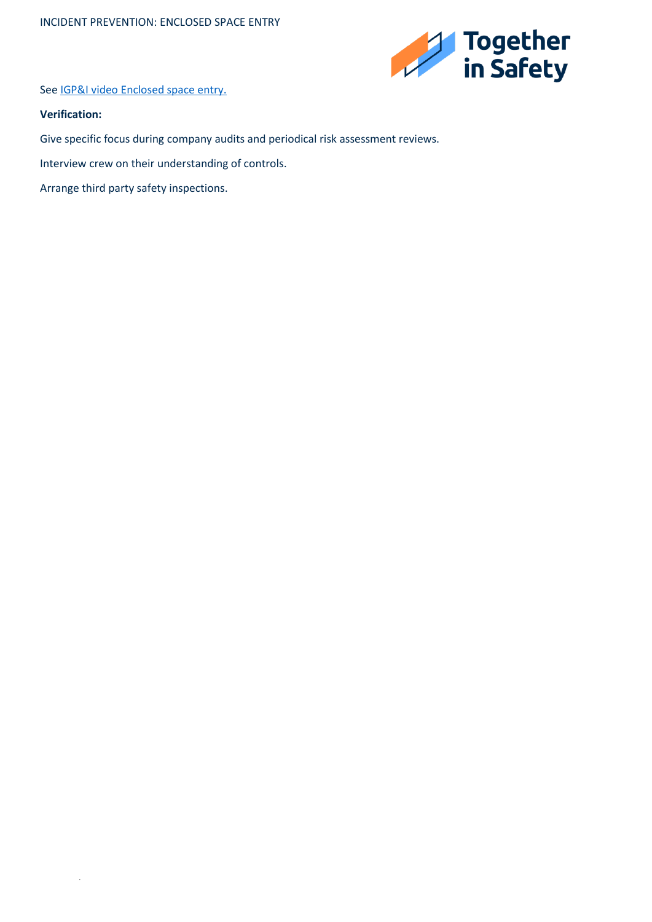See [IGP&I video Enclosed space entry.]()

**Verification:**

Give specific focus during company audits and periodical risk assessment reviews.

Interview crew on their understanding of controls.

Arrange third party safety inspections.